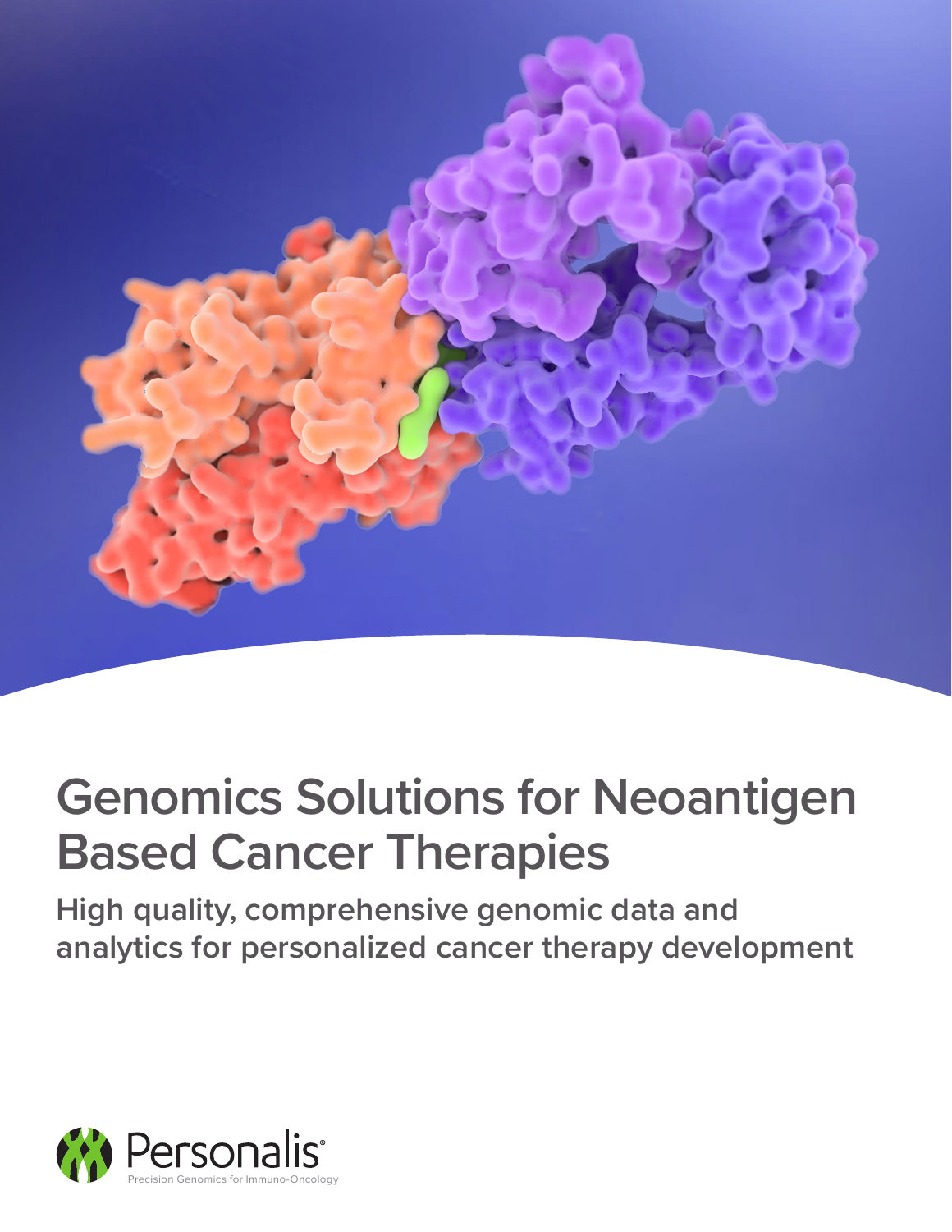# Genomics Solutions for Neoantigen Based Cancer Therapies

## High quality, comprehensive genomic data and analytics for personalized cancer therapy development

Personalis®

Precision Genomics for Immuno-Oncology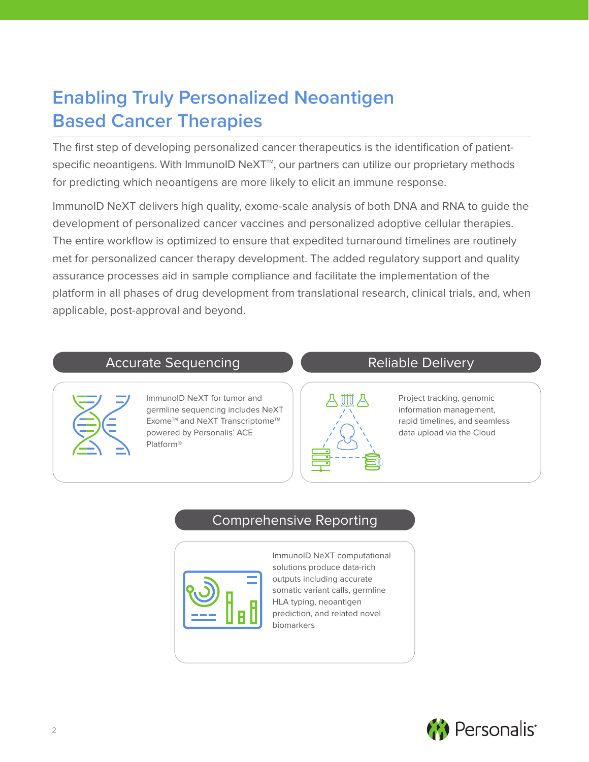# Enabling Truly Personalized Neoantigen Based Cancer Therapies

The first step of developing personalized cancer therapeutics is the identification of patient-specific neoantigens. With ImmunoID NeXT™, our partners can utilize our proprietary methods for predicting which neoantigens are more likely to elicit an immune response.

ImmunoID NeXT delivers high quality, exome-scale analysis of both DNA and RNA to guide the development of personalized cancer vaccines and personalized adoptive cellular therapies. The entire workflow is optimized to ensure that expedited turnaround timelines are routinely met for personalized cancer therapy development. The added regulatory support and quality assurance processes aid in sample compliance and facilitate the implementation of the platform in all phases of drug development from translational research, clinical trials, and, when applicable, post-approval and beyond.

## Accurate Sequencing

ImmunoID NeXT for tumor and germline sequencing includes NeXT Exome™ and NeXT Transcriptome™ powered by Personalis' ACE Platform®

## Reliable Delivery

Project tracking, genomic information management, rapid timelines, and seamless data upload via the Cloud

## Comprehensive Reporting

ImmunoID NeXT computational solutions produce data-rich outputs including accurate somatic variant calls, germline HLA typing, neoantigen prediction, and related novel biomarkers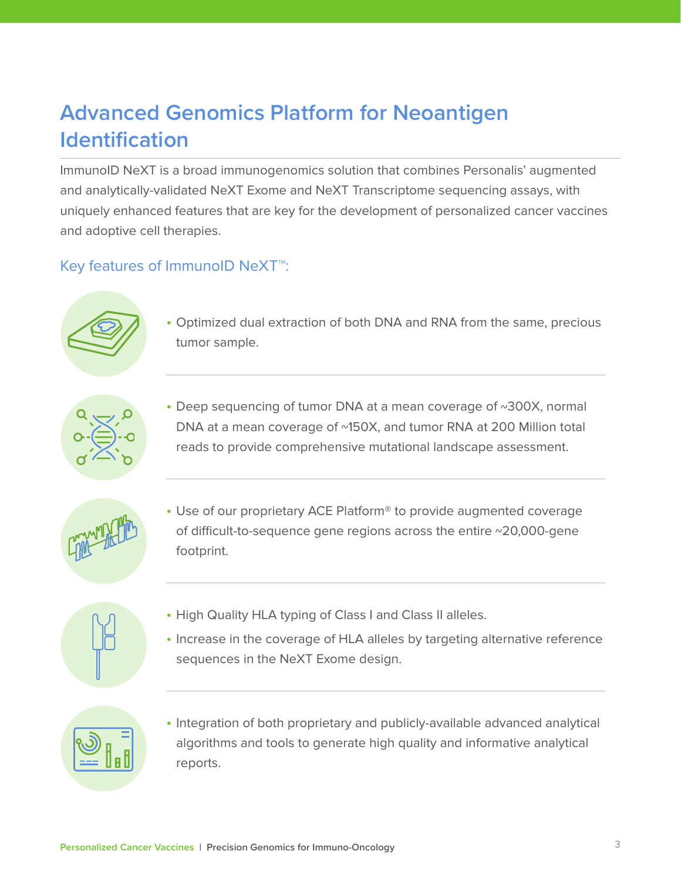## Advanced Genomics Platform for Neoantigen Identification

ImmunoID NeXT is a broad immunogenomics solution that combines Personalis' augmented and analytically-validated NeXT Exome and NeXT Transcriptome sequencing assays, with uniquely enhanced features that are key for the development of personalized cancer vaccines and adoptive cell therapies.

### Key features of ImmunoID NeXT™:

- Optimized dual extraction of both DNA and RNA from the same, precious tumor sample.

- Deep sequencing of tumor DNA at a mean coverage of ~300X, normal DNA at a mean coverage of ~150X, and tumor RNA at 200 Million total reads to provide comprehensive mutational landscape assessment.

- Use of our proprietary ACE Platform® to provide augmented coverage of difficult-to-sequence gene regions across the entire ~20,000-gene footprint.

- High Quality HLA typing of Class I and Class II alleles.
- Increase in the coverage of HLA alleles by targeting alternative reference sequences in the NeXT Exome design.

- Integration of both proprietary and publicly-available advanced analytical algorithms and tools to generate high quality and informative analytical reports.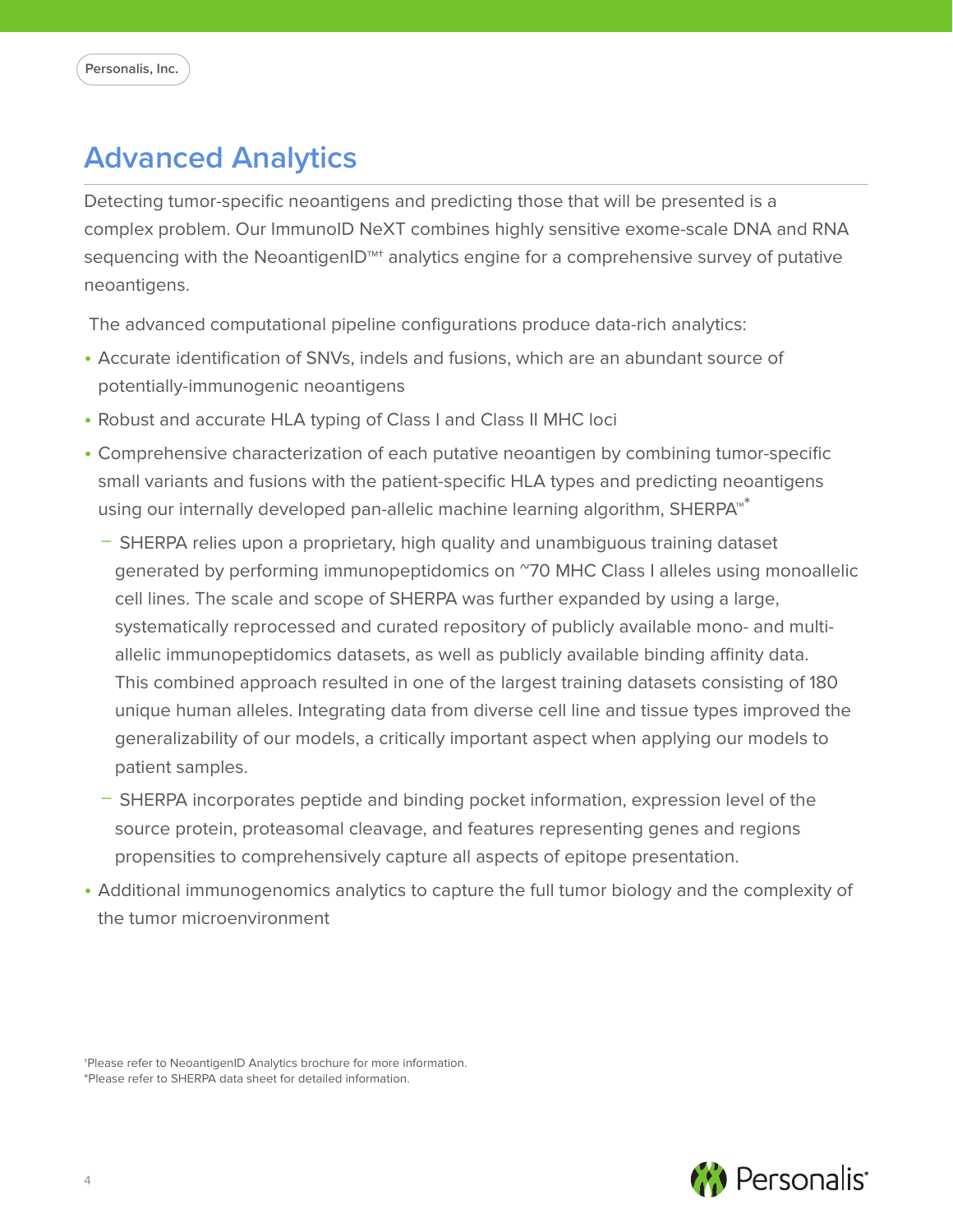## Advanced Analytics

Detecting tumor-specific neoantigens and predicting those that will be presented is a complex problem. Our ImmunoID NeXT combines highly sensitive exome-scale DNA and RNA sequencing with the NeoantigenID™† analytics engine for a comprehensive survey of putative neoantigens.

The advanced computational pipeline configurations produce data-rich analytics:

- Accurate identification of SNVs, indels and fusions, which are an abundant source of potentially-immunogenic neoantigens
- Robust and accurate HLA typing of Class I and Class II MHC loci
- Comprehensive characterization of each putative neoantigen by combining tumor-specific small variants and fusions with the patient-specific HLA types and predicting neoantigens using our internally developed pan-allelic machine learning algorithm, SHERPA™*
  - SHERPA relies upon a proprietary, high quality and unambiguous training dataset generated by performing immunopeptidomics on ~70 MHC Class I alleles using monoallelic cell lines. The scale and scope of SHERPA was further expanded by using a large, systematically reprocessed and curated repository of publicly available mono- and multi-allelic immunopeptidomics datasets, as well as publicly available binding affinity data. This combined approach resulted in one of the largest training datasets consisting of 180 unique human alleles. Integrating data from diverse cell line and tissue types improved the generalizability of our models, a critically important aspect when applying our models to patient samples.
  - SHERPA incorporates peptide and binding pocket information, expression level of the source protein, proteasomal cleavage, and features representing genes and regions propensities to comprehensively capture all aspects of epitope presentation.
- Additional immunogenomics analytics to capture the full tumor biology and the complexity of the tumor microenvironment

†Please refer to NeoantigenID Analytics brochure for more information.
*Please refer to SHERPA data sheet for detailed information.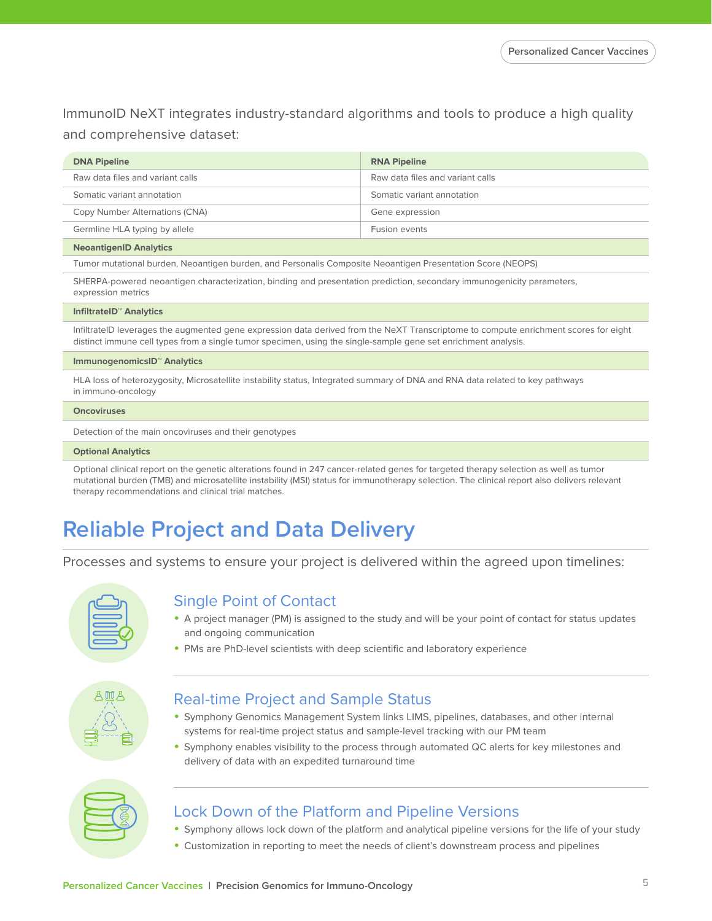ImmunoID NeXT integrates industry-standard algorithms and tools to produce a high quality and comprehensive dataset:

| DNA Pipeline | RNA Pipeline |
|---|---|
| Raw data files and variant calls | Raw data files and variant calls |
| Somatic variant annotation | Somatic variant annotation |
| Copy Number Alternations (CNA) | Gene expression |
| Germline HLA typing by allele | Fusion events |
| **NeoantigenID Analytics** | |
| Tumor mutational burden, Neoantigen burden, and Personalis Composite Neoantigen Presentation Score (NEOPS) | |
| SHERPA-powered neoantigen characterization, binding and presentation prediction, secondary immunogenicity parameters, expression metrics | |
| **InfiltrateID™ Analytics** | |
| InfiltrateID leverages the augmented gene expression data derived from the NeXT Transcriptome to compute enrichment scores for eight distinct immune cell types from a single tumor specimen, using the single-sample gene set enrichment analysis. | |
| **ImmunogenomicsID™ Analytics** | |
| HLA loss of heterozygosity, Microsatellite instability status, Integrated summary of DNA and RNA data related to key pathways in immuno-oncology | |
| **Oncoviruses** | |
| Detection of the main oncoviruses and their genotypes | |
| **Optional Analytics** | |
| Optional clinical report on the genetic alterations found in 247 cancer-related genes for targeted therapy selection as well as tumor mutational burden (TMB) and microsatellite instability (MSI) status for immunotherapy selection. The clinical report also delivers relevant therapy recommendations and clinical trial matches. | |

# Reliable Project and Data Delivery

Processes and systems to ensure your project is delivered within the agreed upon timelines:

## Single Point of Contact

- A project manager (PM) is assigned to the study and will be your point of contact for status updates and ongoing communication
- PMs are PhD-level scientists with deep scientific and laboratory experience

## Real-time Project and Sample Status

- Symphony Genomics Management System links LIMS, pipelines, databases, and other internal systems for real-time project status and sample-level tracking with our PM team
- Symphony enables visibility to the process through automated QC alerts for key milestones and delivery of data with an expedited turnaround time

## Lock Down of the Platform and Pipeline Versions

- Symphony allows lock down of the platform and analytical pipeline versions for the life of your study
- Customization in reporting to meet the needs of client's downstream process and pipelines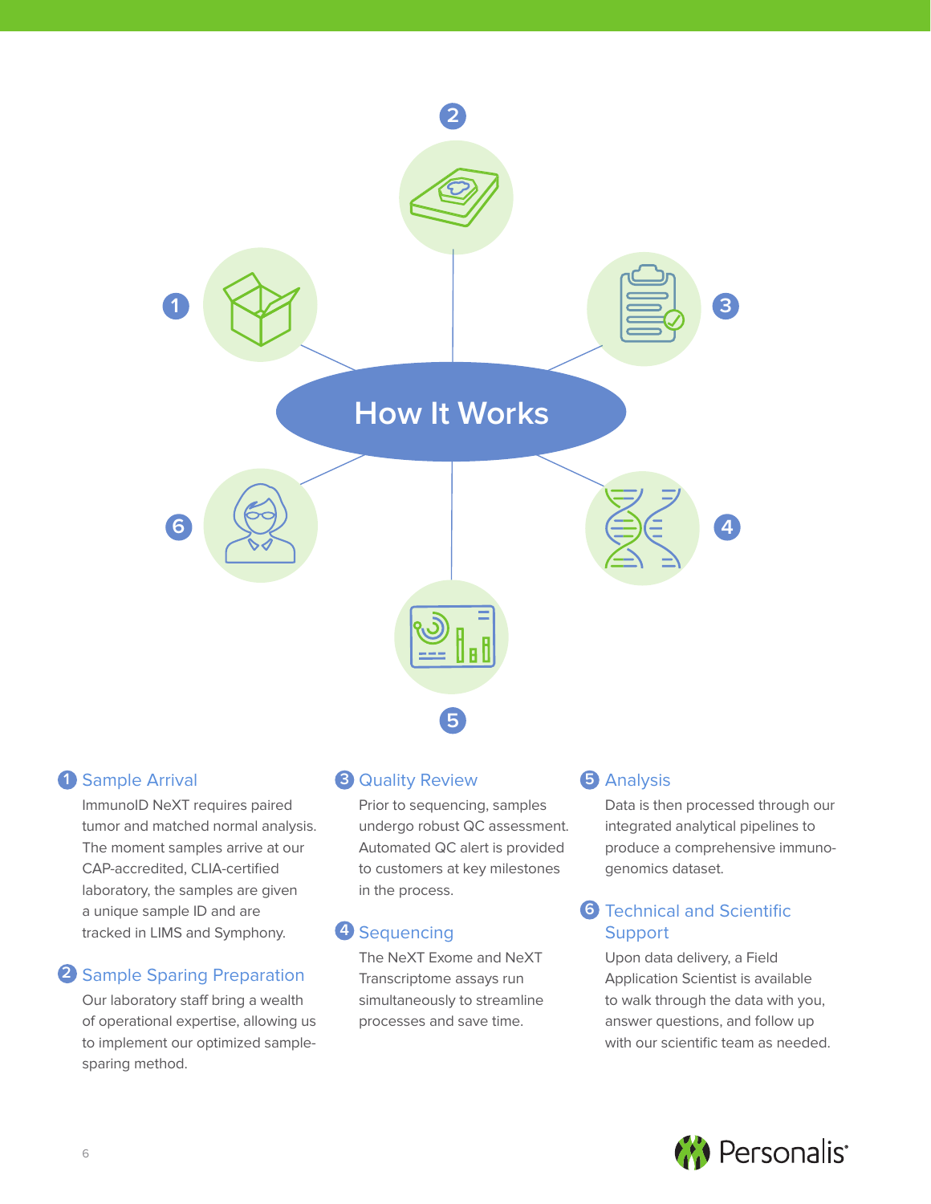# How It Works

### 1 Sample Arrival

ImmunoID NeXT requires paired tumor and matched normal analysis. The moment samples arrive at our CAP-accredited, CLIA-certified laboratory, the samples are given a unique sample ID and are tracked in LIMS and Symphony.

### 2 Sample Sparing Preparation

Our laboratory staff bring a wealth of operational expertise, allowing us to implement our optimized sample-sparing method.

### 3 Quality Review

Prior to sequencing, samples undergo robust QC assessment. Automated QC alert is provided to customers at key milestones in the process.

### 4 Sequencing

The NeXT Exome and NeXT Transcriptome assays run simultaneously to streamline processes and save time.

### 5 Analysis

Data is then processed through our integrated analytical pipelines to produce a comprehensive immuno-genomics dataset.

### 6 Technical and Scientific Support

Upon data delivery, a Field Application Scientist is available to walk through the data with you, answer questions, and follow up with our scientific team as needed.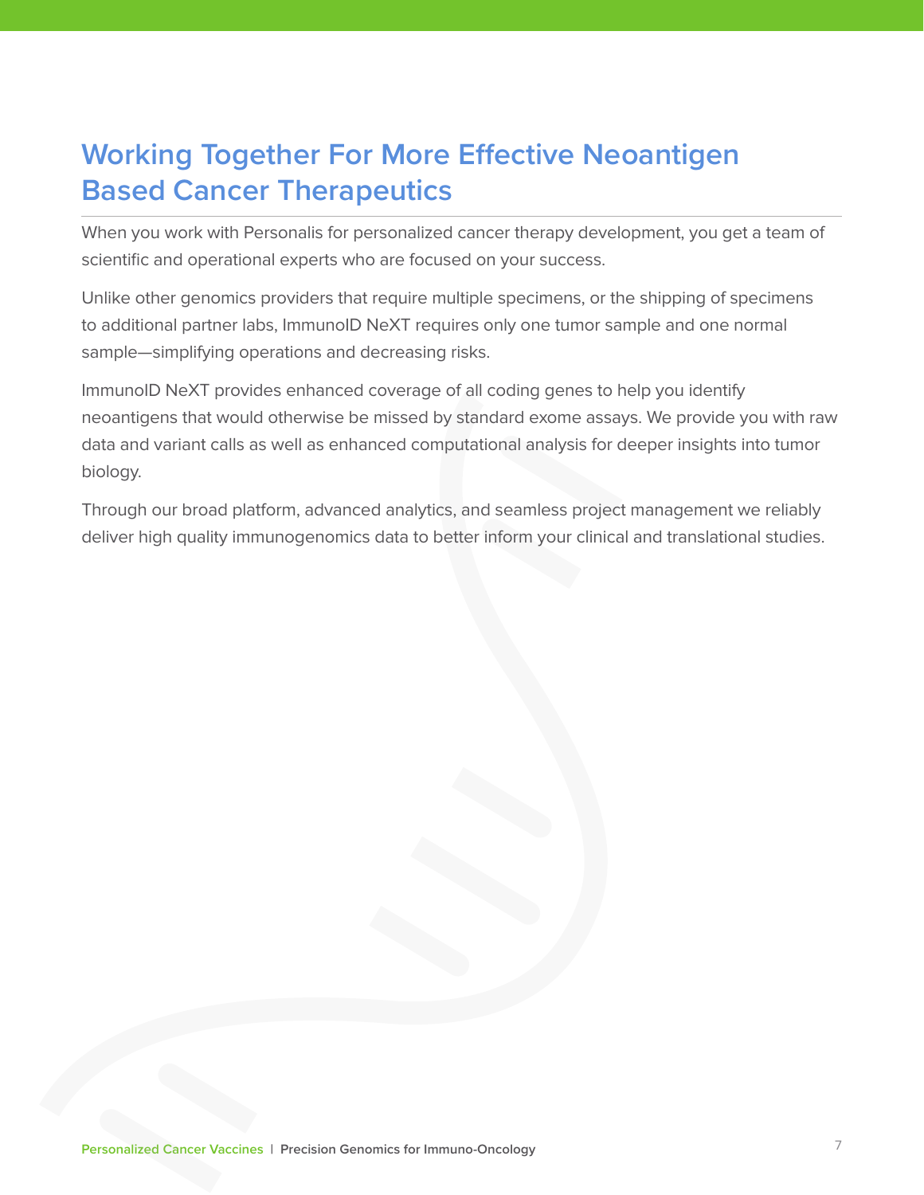# Working Together For More Effective Neoantigen Based Cancer Therapeutics

When you work with Personalis for personalized cancer therapy development, you get a team of scientific and operational experts who are focused on your success.

Unlike other genomics providers that require multiple specimens, or the shipping of specimens to additional partner labs, ImmunoID NeXT requires only one tumor sample and one normal sample—simplifying operations and decreasing risks.

ImmunoID NeXT provides enhanced coverage of all coding genes to help you identify neoantigens that would otherwise be missed by standard exome assays. We provide you with raw data and variant calls as well as enhanced computational analysis for deeper insights into tumor biology.

Through our broad platform, advanced analytics, and seamless project management we reliably deliver high quality immunogenomics data to better inform your clinical and translational studies.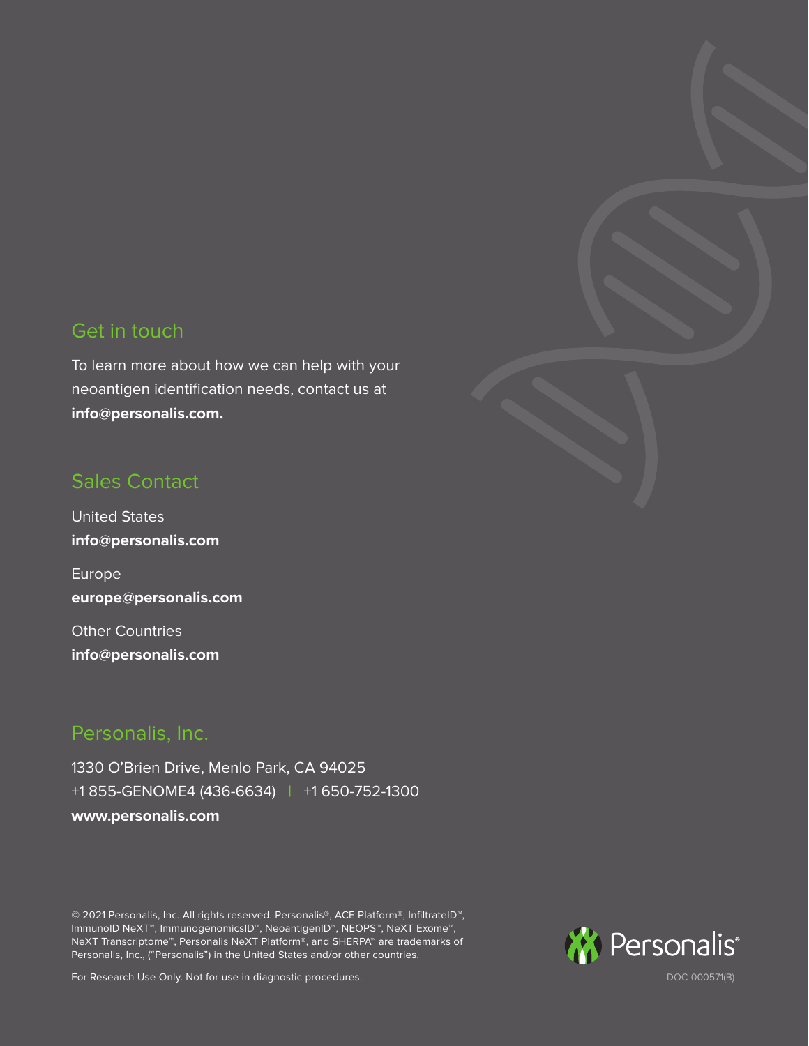## Get in touch

To learn more about how we can help with your neoantigen identification needs, contact us at **info@personalis.com.**

## Sales Contact

United States
**info@personalis.com**

Europe
**europe@personalis.com**

Other Countries
**info@personalis.com**

## Personalis, Inc.

1330 O'Brien Drive, Menlo Park, CA 94025
+1 855-GENOME4 (436-6634) | +1 650-752-1300
**www.personalis.com**

© 2021 Personalis, Inc. All rights reserved. Personalis®, ACE Platform®, InfiltrateID™, ImmunoID NeXT™, ImmunogenomicsID™, NeoantigenID™, NEOPS™, NeXT Exome™, NeXT Transcriptome™, Personalis NeXT Platform®, and SHERPA™ are trademarks of Personalis, Inc., ("Personalis") in the United States and/or other countries.

For Research Use Only. Not for use in diagnostic procedures.

Personalis®

DOC-000571(B)